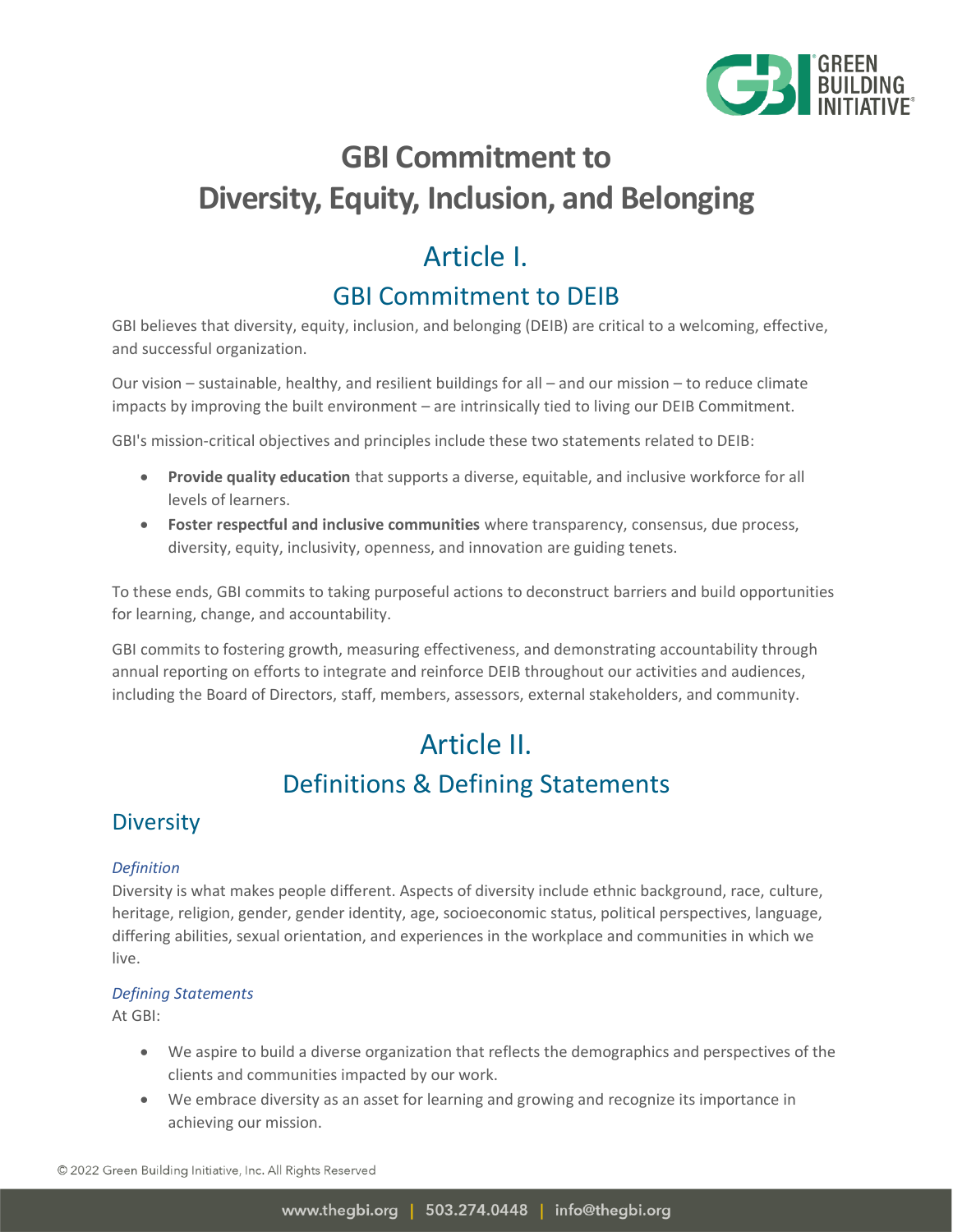# GBI Commitment to Diversity, Equity, Inclusion, and Belonging

## Article I.

## GBI Commitment to DEIB

GBI believes that diversity, equity, inclusion, and belonging (DEIB) are critical to a welcoming, effective, and successful organization.

Our vision – sustainable, healthy, and resilient buildings for all – and our mission – to reduce climate impacts by improving the built environment – are intrinsically tied to living our DEIB Commitment.

GBI's mission-critical objectives and principles include these two statements related to DEIB:

- **Provide quality education** that supports a diverse, equitable, and inclusive workforce for all levels of learners.
- **Foster respectful and inclusive communities** where transparency, consensus, due process, diversity, equity, inclusivity, openness, and innovation are guiding tenets.

To these ends, GBI commits to taking purposeful actions to deconstruct barriers and build opportunities for learning, change, and accountability.

GBI commits to fostering growth, measuring effectiveness, and demonstrating accountability through annual reporting on efforts to integrate and reinforce DEIB throughout our activities and audiences, including the Board of Directors, staff, members, assessors, external stakeholders, and community.

## Article II.

## Definitions & Defining Statements

### Diversity

#### *Definition*

Diversity is what makes people different. Aspects of diversity include ethnic background, race, culture, heritage, religion, gender, gender identity, age, socioeconomic status, political perspectives, language, differing abilities, sexual orientation, and experiences in the workplace and communities in which we live.

#### *Defining Statements*

At GBI:

- We aspire to build a diverse organization that reflects the demographics and perspectives of the clients and communities impacted by our work.
- We embrace diversity as an asset for learning and growing and recognize its importance in achieving our mission.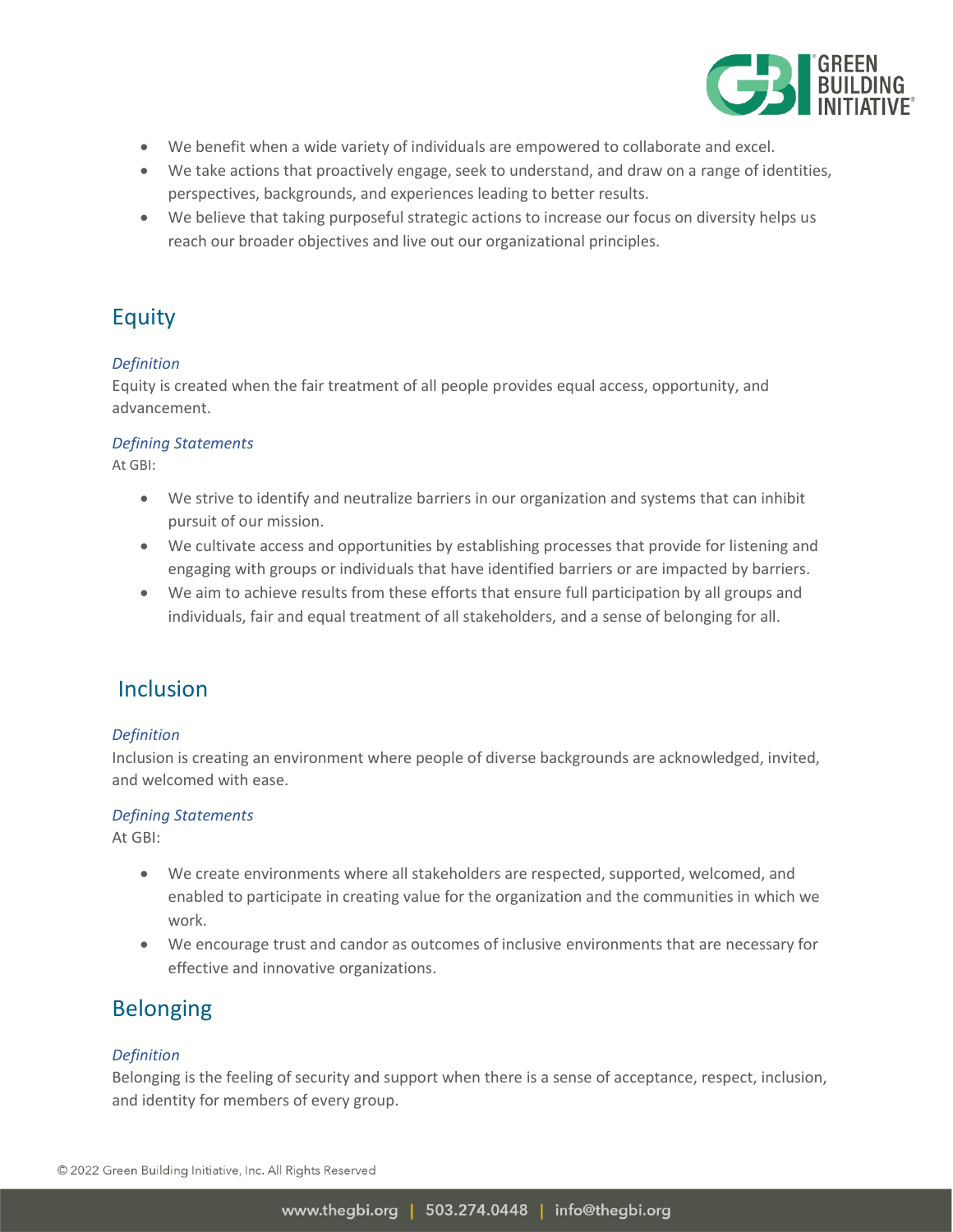- We benefit when a wide variety of individuals are empowered to collaborate and excel.
- We take actions that proactively engage, seek to understand, and draw on a range of identities, perspectives, backgrounds, and experiences leading to better results.
- We believe that taking purposeful strategic actions to increase our focus on diversity helps us reach our broader objectives and live out our organizational principles.

## Equity

*Definition*

Equity is created when the fair treatment of all people provides equal access, opportunity, and advancement.

*Defining Statements*

At GBI:

- We strive to identify and neutralize barriers in our organization and systems that can inhibit pursuit of our mission.
- We cultivate access and opportunities by establishing processes that provide for listening and engaging with groups or individuals that have identified barriers or are impacted by barriers.
- We aim to achieve results from these efforts that ensure full participation by all groups and individuals, fair and equal treatment of all stakeholders, and a sense of belonging for all.

## Inclusion

*Definition*

Inclusion is creating an environment where people of diverse backgrounds are acknowledged, invited, and welcomed with ease.

*Defining Statements*

At GBI:

- We create environments where all stakeholders are respected, supported, welcomed, and enabled to participate in creating value for the organization and the communities in which we work.
- We encourage trust and candor as outcomes of inclusive environments that are necessary for effective and innovative organizations.

## Belonging

*Definition*

Belonging is the feeling of security and support when there is a sense of acceptance, respect, inclusion, and identity for members of every group.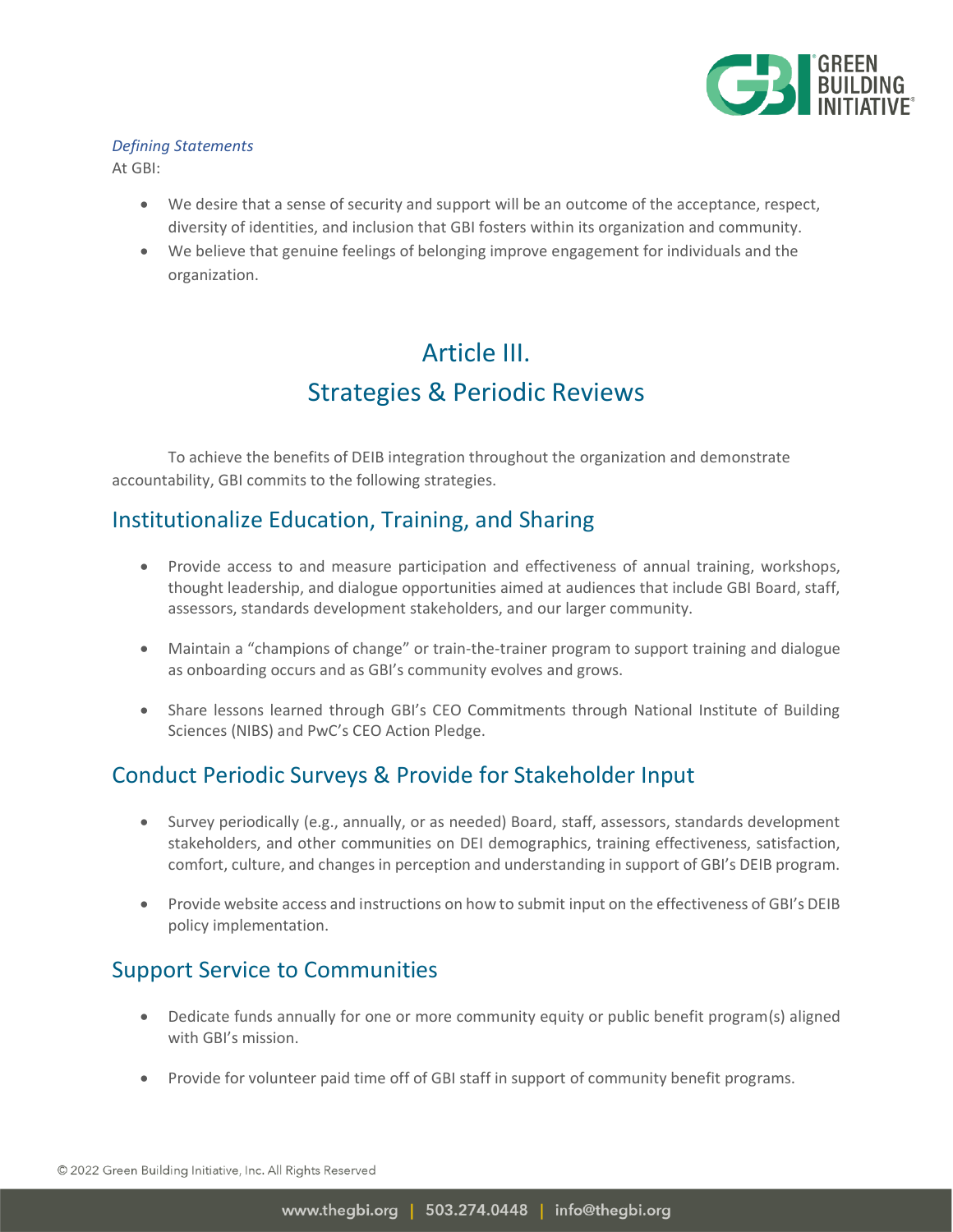*Defining Statements*

At GBI:

- We desire that a sense of security and support will be an outcome of the acceptance, respect, diversity of identities, and inclusion that GBI fosters within its organization and community.
- We believe that genuine feelings of belonging improve engagement for individuals and the organization.

# Article III.
# Strategies & Periodic Reviews

To achieve the benefits of DEIB integration throughout the organization and demonstrate accountability, GBI commits to the following strategies.

## Institutionalize Education, Training, and Sharing

- Provide access to and measure participation and effectiveness of annual training, workshops, thought leadership, and dialogue opportunities aimed at audiences that include GBI Board, staff, assessors, standards development stakeholders, and our larger community.

- Maintain a "champions of change" or train-the-trainer program to support training and dialogue as onboarding occurs and as GBI's community evolves and grows.

- Share lessons learned through GBI's CEO Commitments through National Institute of Building Sciences (NIBS) and PwC's CEO Action Pledge.

## Conduct Periodic Surveys & Provide for Stakeholder Input

- Survey periodically (e.g., annually, or as needed) Board, staff, assessors, standards development stakeholders, and other communities on DEI demographics, training effectiveness, satisfaction, comfort, culture, and changes in perception and understanding in support of GBI's DEIB program.

- Provide website access and instructions on how to submit input on the effectiveness of GBI's DEIB policy implementation.

## Support Service to Communities

- Dedicate funds annually for one or more community equity or public benefit program(s) aligned with GBI's mission.

- Provide for volunteer paid time off of GBI staff in support of community benefit programs.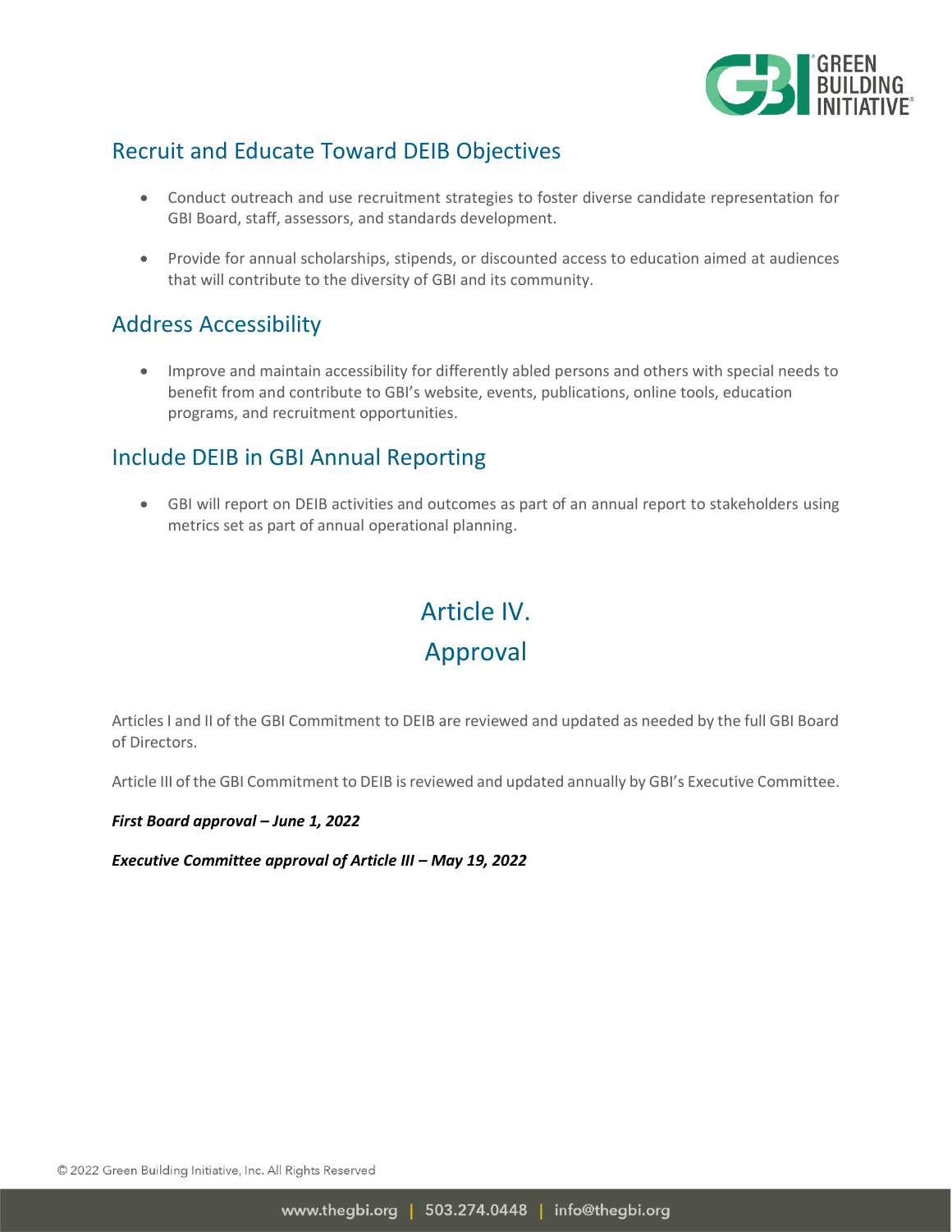## Recruit and Educate Toward DEIB Objectives

- Conduct outreach and use recruitment strategies to foster diverse candidate representation for GBI Board, staff, assessors, and standards development.
- Provide for annual scholarships, stipends, or discounted access to education aimed at audiences that will contribute to the diversity of GBI and its community.

## Address Accessibility

- Improve and maintain accessibility for differently abled persons and others with special needs to benefit from and contribute to GBI's website, events, publications, online tools, education programs, and recruitment opportunities.

## Include DEIB in GBI Annual Reporting

- GBI will report on DEIB activities and outcomes as part of an annual report to stakeholders using metrics set as part of annual operational planning.

# Article IV.
# Approval

Articles I and II of the GBI Commitment to DEIB are reviewed and updated as needed by the full GBI Board of Directors.

Article III of the GBI Commitment to DEIB is reviewed and updated annually by GBI's Executive Committee.

***First Board approval – June 1, 2022***

***Executive Committee approval of Article III – May 19, 2022***